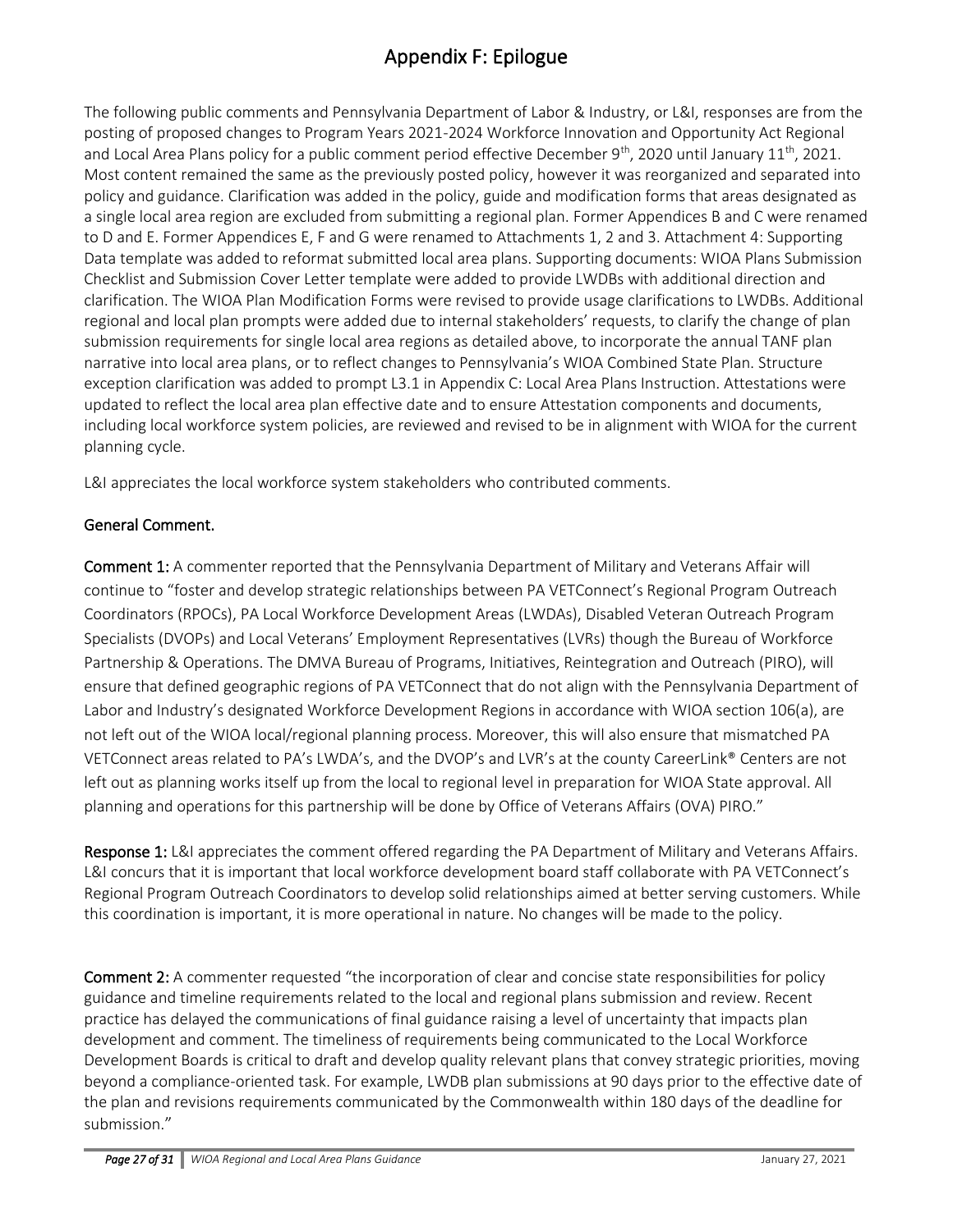# Appendix F: Epilogue

The following public comments and Pennsylvania Department of Labor & Industry, or L&I, responses are from the posting of proposed changes to Program Years 2021-2024 Workforce Innovation and Opportunity Act Regional and Local Area Plans policy for a public comment period effective December 9th, 2020 until January 11th, 2021. Most content remained the same as the previously posted policy, however it was reorganized and separated into policy and guidance. Clarification was added in the policy, guide and modification forms that areas designated as a single local area region are excluded from submitting a regional plan. Former Appendices B and C were renamed to D and E. Former Appendices E, F and G were renamed to Attachments 1, 2 and 3. Attachment 4: Supporting Data template was added to reformat submitted local area plans. Supporting documents: WIOA Plans Submission Checklist and Submission Cover Letter template were added to provide LWDBs with additional direction and clarification. The WIOA Plan Modification Forms were revised to provide usage clarifications to LWDBs. Additional regional and local plan prompts were added due to internal stakeholders' requests, to clarify the change of plan submission requirements for single local area regions as detailed above, to incorporate the annual TANF plan narrative into local area plans, or to reflect changes to Pennsylvania's WIOA Combined State Plan. Structure exception clarification was added to prompt L3.1 in Appendix C: Local Area Plans Instruction. Attestations were updated to reflect the local area plan effective date and to ensure Attestation components and documents, including local workforce system policies, are reviewed and revised to be in alignment with WIOA for the current planning cycle.

L&I appreciates the local workforce system stakeholders who contributed comments.

## General Comment.

**Comment 1:** A commenter reported that the Pennsylvania Department of Military and Veterans Affair will continue to "foster and develop strategic relationships between PA VETConnect's Regional Program Outreach Coordinators (RPOCs), PA Local Workforce Development Areas (LWDAs), Disabled Veteran Outreach Program Specialists (DVOPs) and Local Veterans' Employment Representatives (LVRs) though the Bureau of Workforce Partnership & Operations. The DMVA Bureau of Programs, Initiatives, Reintegration and Outreach (PIRO), will ensure that defined geographic regions of PA VETConnect that do not align with the Pennsylvania Department of Labor and Industry's designated Workforce Development Regions in accordance with WIOA section 106(a), are not left out of the WIOA local/regional planning process. Moreover, this will also ensure that mismatched PA VETConnect areas related to PA's LWDA's, and the DVOP's and LVR's at the county CareerLink® Centers are not left out as planning works itself up from the local to regional level in preparation for WIOA State approval. All planning and operations for this partnership will be done by Office of Veterans Affairs (OVA) PIRO."

**Response 1:** L&I appreciates the comment offered regarding the PA Department of Military and Veterans Affairs. L&I concurs that it is important that local workforce development board staff collaborate with PA VETConnect's Regional Program Outreach Coordinators to develop solid relationships aimed at better serving customers. While this coordination is important, it is more operational in nature. No changes will be made to the policy.

**Comment 2:** A commenter requested "the incorporation of clear and concise state responsibilities for policy guidance and timeline requirements related to the local and regional plans submission and review. Recent practice has delayed the communications of final guidance raising a level of uncertainty that impacts plan development and comment. The timeliness of requirements being communicated to the Local Workforce Development Boards is critical to draft and develop quality relevant plans that convey strategic priorities, moving beyond a compliance-oriented task. For example, LWDB plan submissions at 90 days prior to the effective date of the plan and revisions requirements communicated by the Commonwealth within 180 days of the deadline for submission."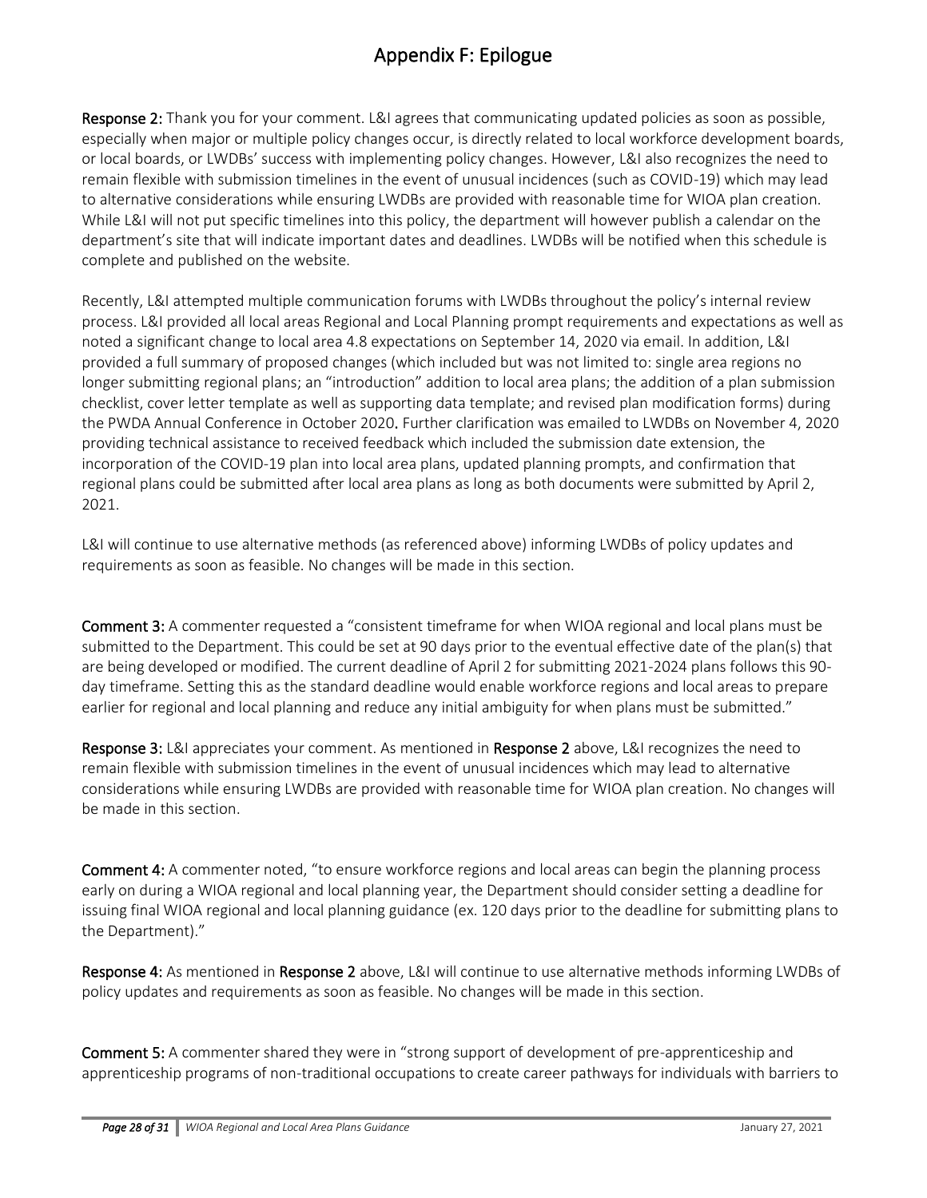# Appendix F: Epilogue

**Response 2:** Thank you for your comment. L&I agrees that communicating updated policies as soon as possible, especially when major or multiple policy changes occur, is directly related to local workforce development boards, or local boards, or LWDBs' success with implementing policy changes. However, L&I also recognizes the need to remain flexible with submission timelines in the event of unusual incidences (such as COVID-19) which may lead to alternative considerations while ensuring LWDBs are provided with reasonable time for WIOA plan creation. While L&I will not put specific timelines into this policy, the department will however publish a calendar on the department's site that will indicate important dates and deadlines. LWDBs will be notified when this schedule is complete and published on the website.

Recently, L&I attempted multiple communication forums with LWDBs throughout the policy's internal review process. L&I provided all local areas Regional and Local Planning prompt requirements and expectations as well as noted a significant change to local area 4.8 expectations on September 14, 2020 via email. In addition, L&I provided a full summary of proposed changes (which included but was not limited to: single area regions no longer submitting regional plans; an "introduction" addition to local area plans; the addition of a plan submission checklist, cover letter template as well as supporting data template; and revised plan modification forms) during the PWDA Annual Conference in October 2020. Further clarification was emailed to LWDBs on November 4, 2020 providing technical assistance to received feedback which included the submission date extension, the incorporation of the COVID-19 plan into local area plans, updated planning prompts, and confirmation that regional plans could be submitted after local area plans as long as both documents were submitted by April 2, 2021.

L&I will continue to use alternative methods (as referenced above) informing LWDBs of policy updates and requirements as soon as feasible. No changes will be made in this section.

**Comment 3:** A commenter requested a "consistent timeframe for when WIOA regional and local plans must be submitted to the Department. This could be set at 90 days prior to the eventual effective date of the plan(s) that are being developed or modified. The current deadline of April 2 for submitting 2021-2024 plans follows this 90-day timeframe. Setting this as the standard deadline would enable workforce regions and local areas to prepare earlier for regional and local planning and reduce any initial ambiguity for when plans must be submitted."

**Response 3:** L&I appreciates your comment. As mentioned in **Response 2** above, L&I recognizes the need to remain flexible with submission timelines in the event of unusual incidences which may lead to alternative considerations while ensuring LWDBs are provided with reasonable time for WIOA plan creation. No changes will be made in this section.

**Comment 4:** A commenter noted, "to ensure workforce regions and local areas can begin the planning process early on during a WIOA regional and local planning year, the Department should consider setting a deadline for issuing final WIOA regional and local planning guidance (ex. 120 days prior to the deadline for submitting plans to the Department)."

**Response 4:** As mentioned in **Response 2** above, L&I will continue to use alternative methods informing LWDBs of policy updates and requirements as soon as feasible. No changes will be made in this section.

**Comment 5:** A commenter shared they were in "strong support of development of pre-apprenticeship and apprenticeship programs of non-traditional occupations to create career pathways for individuals with barriers to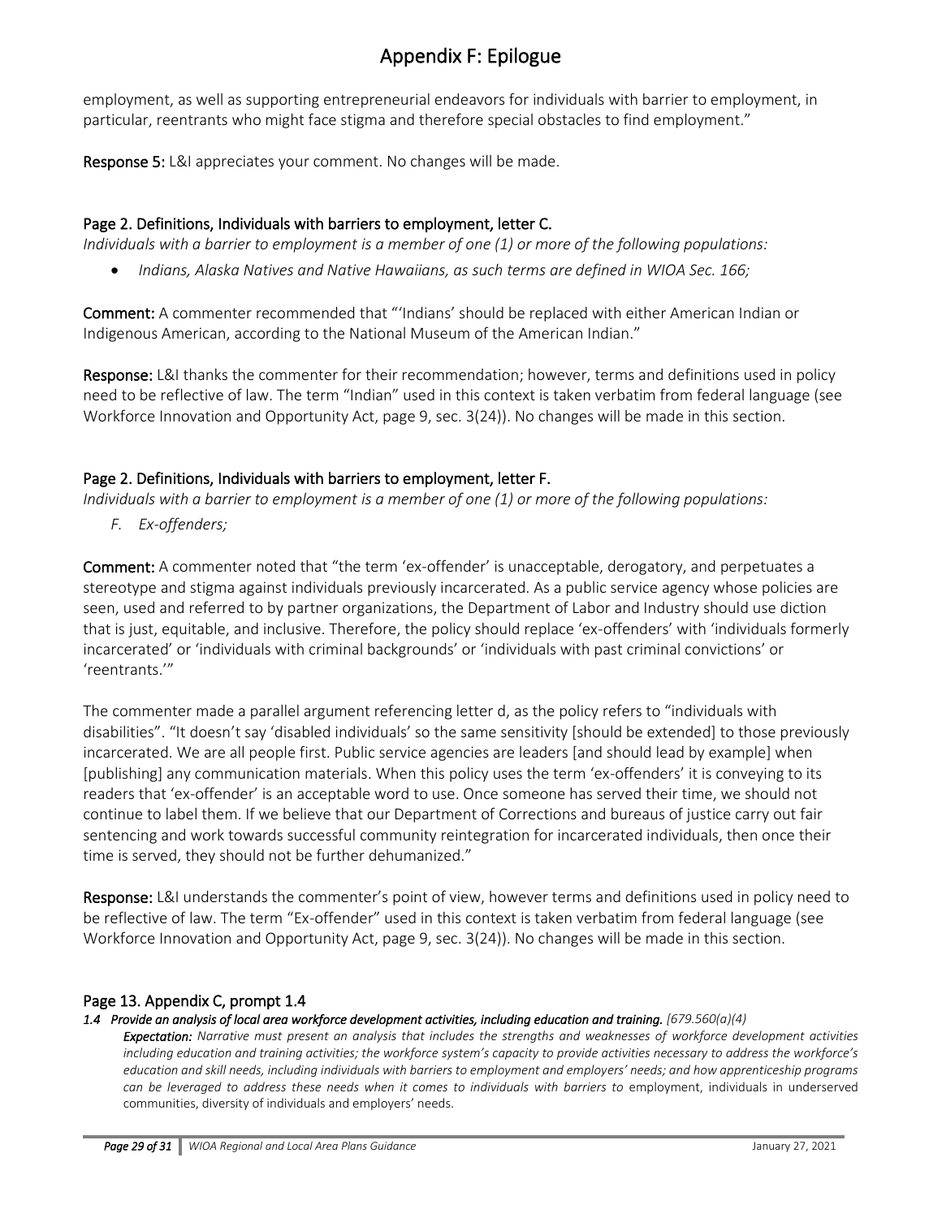employment, as well as supporting entrepreneurial endeavors for individuals with barrier to employment, in particular, reentrants who might face stigma and therefore special obstacles to find employment."

**Response 5:** L&I appreciates your comment. No changes will be made.

### Page 2. Definitions, Individuals with barriers to employment, letter C.

*Individuals with a barrier to employment is a member of one (1) or more of the following populations:*

- *Indians, Alaska Natives and Native Hawaiians, as such terms are defined in WIOA Sec. 166;*

**Comment:** A commenter recommended that "'Indians' should be replaced with either American Indian or Indigenous American, according to the National Museum of the American Indian."

**Response:** L&I thanks the commenter for their recommendation; however, terms and definitions used in policy need to be reflective of law. The term "Indian" used in this context is taken verbatim from federal language (see Workforce Innovation and Opportunity Act, page 9, sec. 3(24)). No changes will be made in this section.

### Page 2. Definitions, Individuals with barriers to employment, letter F.

*Individuals with a barrier to employment is a member of one (1) or more of the following populations:*

*F. Ex-offenders;*

**Comment:** A commenter noted that "the term 'ex-offender' is unacceptable, derogatory, and perpetuates a stereotype and stigma against individuals previously incarcerated. As a public service agency whose policies are seen, used and referred to by partner organizations, the Department of Labor and Industry should use diction that is just, equitable, and inclusive. Therefore, the policy should replace 'ex-offenders' with 'individuals formerly incarcerated' or 'individuals with criminal backgrounds' or 'individuals with past criminal convictions' or 'reentrants.'"

The commenter made a parallel argument referencing letter d, as the policy refers to "individuals with disabilities". "It doesn't say 'disabled individuals' so the same sensitivity [should be extended] to those previously incarcerated. We are all people first. Public service agencies are leaders [and should lead by example] when [publishing] any communication materials. When this policy uses the term 'ex-offenders' it is conveying to its readers that 'ex-offender' is an acceptable word to use. Once someone has served their time, we should not continue to label them. If we believe that our Department of Corrections and bureaus of justice carry out fair sentencing and work towards successful community reintegration for incarcerated individuals, then once their time is served, they should not be further dehumanized."

**Response:** L&I understands the commenter's point of view, however terms and definitions used in policy need to be reflective of law. The term "Ex-offender" used in this context is taken verbatim from federal language (see Workforce Innovation and Opportunity Act, page 9, sec. 3(24)). No changes will be made in this section.

### Page 13. Appendix C, prompt 1.4

***1.4 Provide an analysis of local area workforce development activities, including education and training.*** *[679.560(a)(4)*

***Expectation:*** *Narrative must present an analysis that includes the strengths and weaknesses of workforce development activities including education and training activities; the workforce system's capacity to provide activities necessary to address the workforce's education and skill needs, including individuals with barriers to employment and employers' needs; and how apprenticeship programs can be leveraged to address these needs when it comes to individuals with barriers to* employment, individuals in underserved communities, diversity of individuals and employers' needs.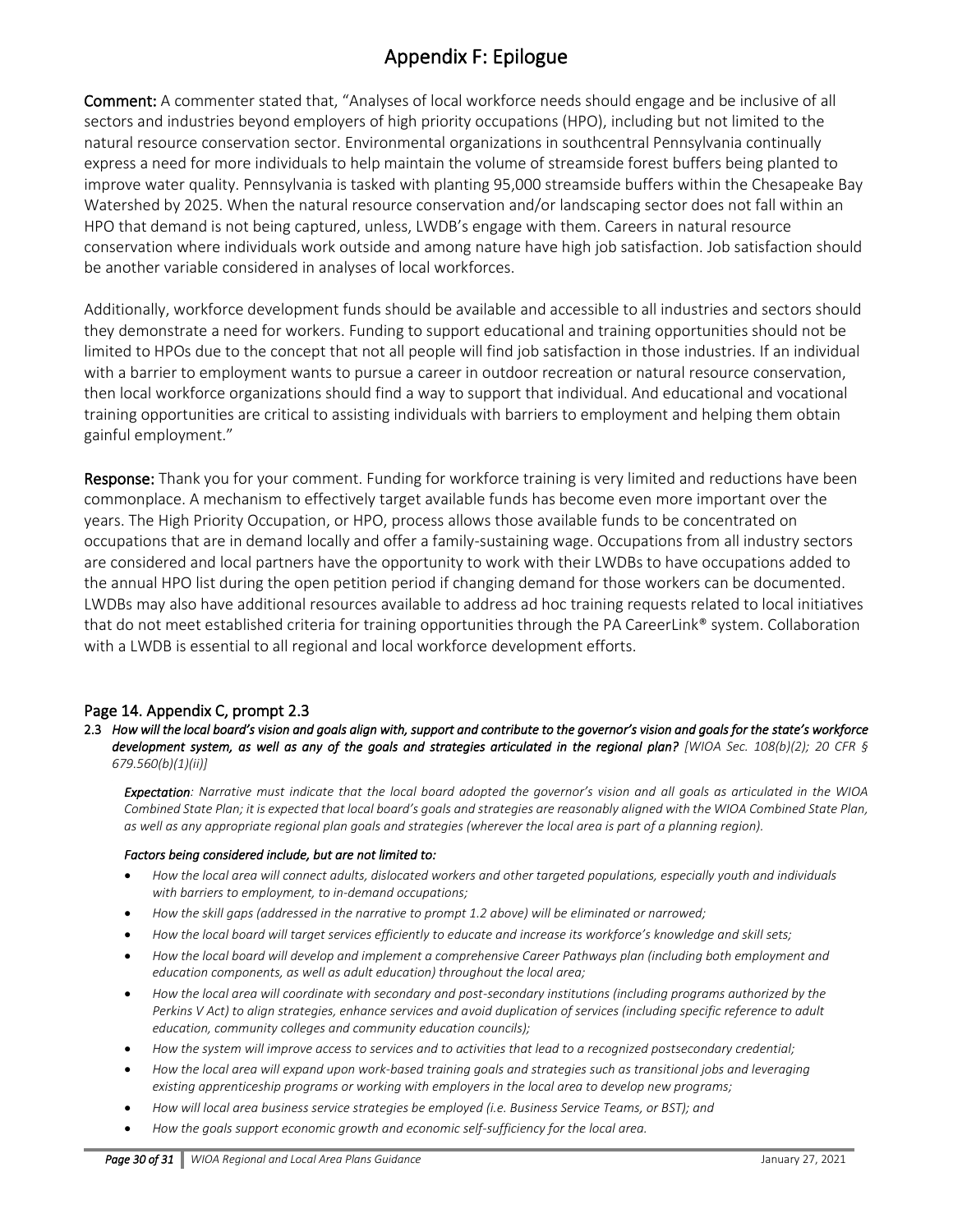# Appendix F: Epilogue

**Comment:** A commenter stated that, "Analyses of local workforce needs should engage and be inclusive of all sectors and industries beyond employers of high priority occupations (HPO), including but not limited to the natural resource conservation sector. Environmental organizations in southcentral Pennsylvania continually express a need for more individuals to help maintain the volume of streamside forest buffers being planted to improve water quality. Pennsylvania is tasked with planting 95,000 streamside buffers within the Chesapeake Bay Watershed by 2025. When the natural resource conservation and/or landscaping sector does not fall within an HPO that demand is not being captured, unless, LWDB's engage with them. Careers in natural resource conservation where individuals work outside and among nature have high job satisfaction. Job satisfaction should be another variable considered in analyses of local workforces.

Additionally, workforce development funds should be available and accessible to all industries and sectors should they demonstrate a need for workers. Funding to support educational and training opportunities should not be limited to HPOs due to the concept that not all people will find job satisfaction in those industries. If an individual with a barrier to employment wants to pursue a career in outdoor recreation or natural resource conservation, then local workforce organizations should find a way to support that individual. And educational and vocational training opportunities are critical to assisting individuals with barriers to employment and helping them obtain gainful employment."

**Response:** Thank you for your comment. Funding for workforce training is very limited and reductions have been commonplace. A mechanism to effectively target available funds has become even more important over the years. The High Priority Occupation, or HPO, process allows those available funds to be concentrated on occupations that are in demand locally and offer a family-sustaining wage. Occupations from all industry sectors are considered and local partners have the opportunity to work with their LWDBs to have occupations added to the annual HPO list during the open petition period if changing demand for those workers can be documented. LWDBs may also have additional resources available to address ad hoc training requests related to local initiatives that do not meet established criteria for training opportunities through the PA CareerLink® system. Collaboration with a LWDB is essential to all regional and local workforce development efforts.

## Page 14. Appendix C, prompt 2.3

2.3 ***How will the local board's vision and goals align with, support and contribute to the governor's vision and goals for the state's workforce development system, as well as any of the goals and strategies articulated in the regional plan?*** *[WIOA Sec. 108(b)(2); 20 CFR § 679.560(b)(1)(ii)]*

***Expectation**: Narrative must indicate that the local board adopted the governor's vision and all goals as articulated in the WIOA Combined State Plan; it is expected that local board's goals and strategies are reasonably aligned with the WIOA Combined State Plan, as well as any appropriate regional plan goals and strategies (wherever the local area is part of a planning region).*

***Factors being considered include, but are not limited to:***

- *How the local area will connect adults, dislocated workers and other targeted populations, especially youth and individuals with barriers to employment, to in-demand occupations;*
- *How the skill gaps (addressed in the narrative to prompt 1.2 above) will be eliminated or narrowed;*
- *How the local board will target services efficiently to educate and increase its workforce's knowledge and skill sets;*
- *How the local board will develop and implement a comprehensive Career Pathways plan (including both employment and education components, as well as adult education) throughout the local area;*
- *How the local area will coordinate with secondary and post-secondary institutions (including programs authorized by the Perkins V Act) to align strategies, enhance services and avoid duplication of services (including specific reference to adult education, community colleges and community education councils);*
- *How the system will improve access to services and to activities that lead to a recognized postsecondary credential;*
- *How the local area will expand upon work-based training goals and strategies such as transitional jobs and leveraging existing apprenticeship programs or working with employers in the local area to develop new programs;*
- *How will local area business service strategies be employed (i.e. Business Service Teams, or BST); and*
- *How the goals support economic growth and economic self-sufficiency for the local area.*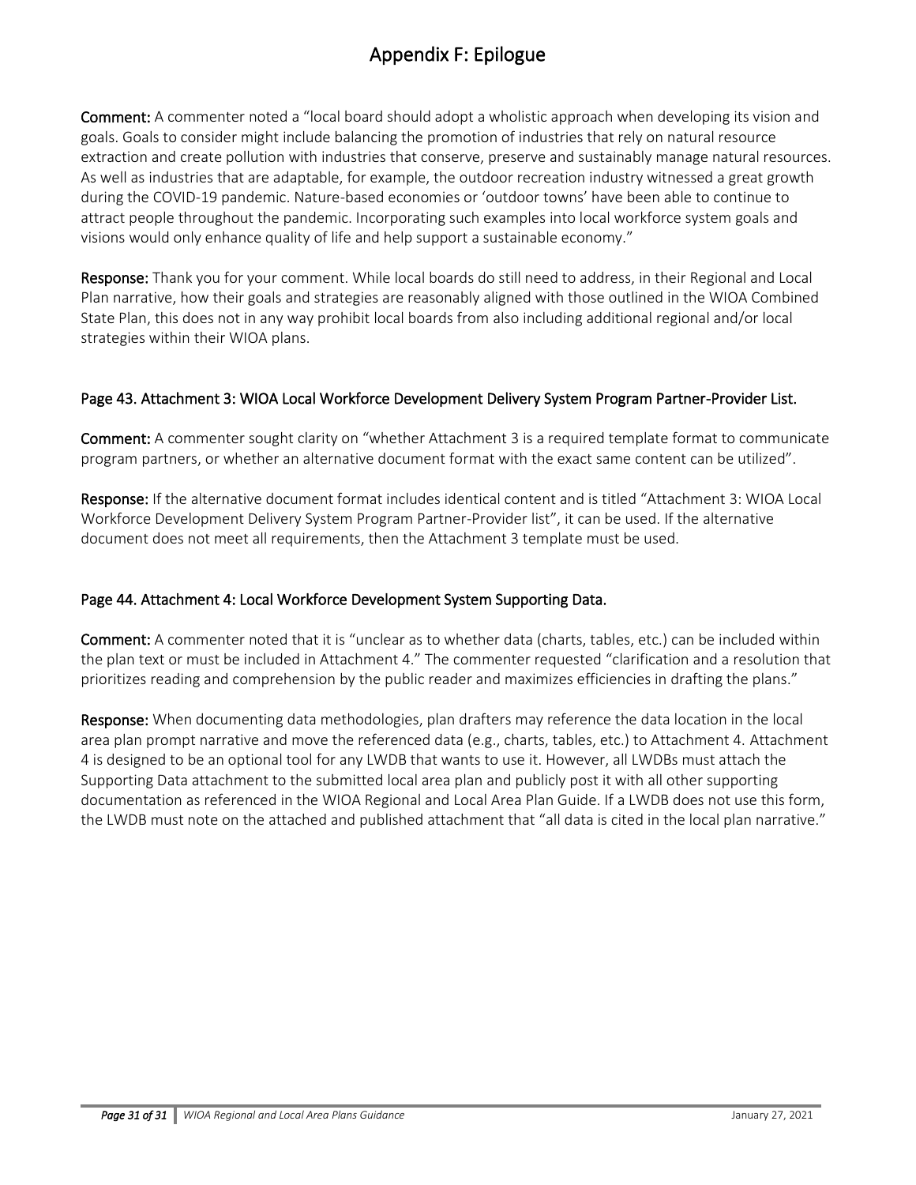# Appendix F: Epilogue

**Comment:** A commenter noted a "local board should adopt a wholistic approach when developing its vision and goals. Goals to consider might include balancing the promotion of industries that rely on natural resource extraction and create pollution with industries that conserve, preserve and sustainably manage natural resources. As well as industries that are adaptable, for example, the outdoor recreation industry witnessed a great growth during the COVID-19 pandemic. Nature-based economies or 'outdoor towns' have been able to continue to attract people throughout the pandemic. Incorporating such examples into local workforce system goals and visions would only enhance quality of life and help support a sustainable economy."

**Response:** Thank you for your comment. While local boards do still need to address, in their Regional and Local Plan narrative, how their goals and strategies are reasonably aligned with those outlined in the WIOA Combined State Plan, this does not in any way prohibit local boards from also including additional regional and/or local strategies within their WIOA plans.

### Page 43. Attachment 3: WIOA Local Workforce Development Delivery System Program Partner-Provider List.

**Comment:** A commenter sought clarity on "whether Attachment 3 is a required template format to communicate program partners, or whether an alternative document format with the exact same content can be utilized".

**Response:** If the alternative document format includes identical content and is titled "Attachment 3: WIOA Local Workforce Development Delivery System Program Partner-Provider list", it can be used. If the alternative document does not meet all requirements, then the Attachment 3 template must be used.

### Page 44. Attachment 4: Local Workforce Development System Supporting Data.

**Comment:** A commenter noted that it is "unclear as to whether data (charts, tables, etc.) can be included within the plan text or must be included in Attachment 4." The commenter requested "clarification and a resolution that prioritizes reading and comprehension by the public reader and maximizes efficiencies in drafting the plans."

**Response:** When documenting data methodologies, plan drafters may reference the data location in the local area plan prompt narrative and move the referenced data (e.g., charts, tables, etc.) to Attachment 4. Attachment 4 is designed to be an optional tool for any LWDB that wants to use it. However, all LWDBs must attach the Supporting Data attachment to the submitted local area plan and publicly post it with all other supporting documentation as referenced in the WIOA Regional and Local Area Plan Guide. If a LWDB does not use this form, the LWDB must note on the attached and published attachment that "all data is cited in the local plan narrative."